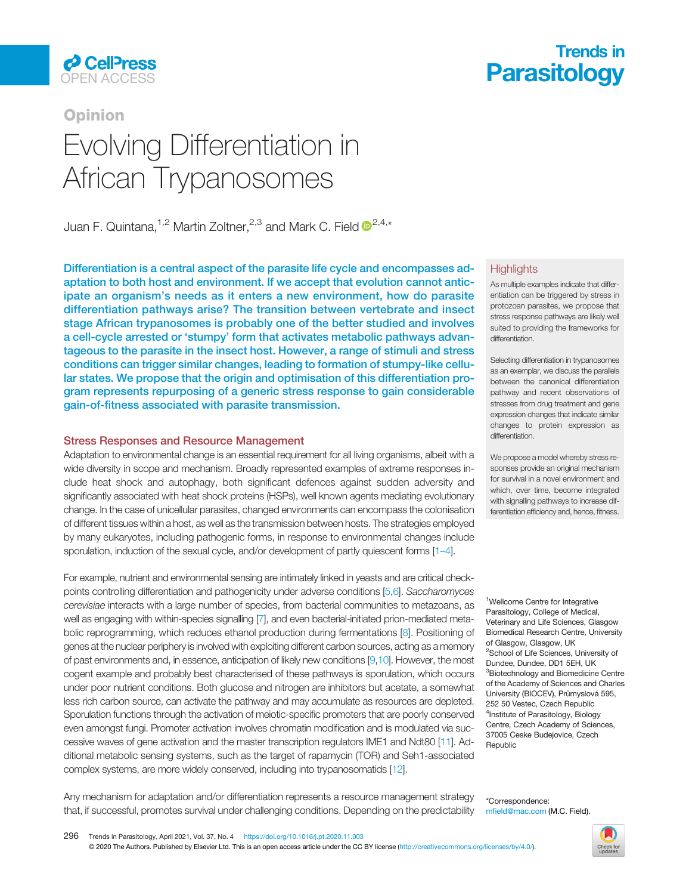Opinion

# Evolving Differentiation in African Trypanosomes

Juan F. Quintana,[1,2] Martin Zoltner,[2,3] and Mark C. Field[2,4,*]

**Differentiation is a central aspect of the parasite life cycle and encompasses adaptation to both host and environment. If we accept that evolution cannot anticipate an organism's needs as it enters a new environment, how do parasite differentiation pathways arise? The transition between vertebrate and insect stage African trypanosomes is probably one of the better studied and involves a cell-cycle arrested or 'stumpy' form that activates metabolic pathways advantageous to the parasite in the insect host. However, a range of stimuli and stress conditions can trigger similar changes, leading to formation of stumpy-like cellular states. We propose that the origin and optimisation of this differentiation program represents repurposing of a generic stress response to gain considerable gain-of-fitness associated with parasite transmission.**

## Highlights

As multiple examples indicate that differentiation can be triggered by stress in protozoan parasites, we propose that stress response pathways are likely well suited to providing the frameworks for differentiation.

Selecting differentiation in trypanosomes as an exemplar, we discuss the parallels between the canonical differentiation pathway and recent observations of stresses from drug treatment and gene expression changes that indicate similar changes to protein expression as differentiation.

We propose a model whereby stress responses provide an original mechanism for survival in a novel environment and which, over time, become integrated with signalling pathways to increase differentiation efficiency and, hence, fitness.

## Stress Responses and Resource Management

Adaptation to environmental change is an essential requirement for all living organisms, albeit with a wide diversity in scope and mechanism. Broadly represented examples of extreme responses include heat shock and autophagy, both significant defences against sudden adversity and significantly associated with heat shock proteins (HSPs), well known agents mediating evolutionary change. In the case of unicellular parasites, changed environments can encompass the colonisation of different tissues within a host, as well as the transmission between hosts. The strategies employed by many eukaryotes, including pathogenic forms, in response to environmental changes include sporulation, induction of the sexual cycle, and/or development of partly quiescent forms [1–4].

For example, nutrient and environmental sensing are intimately linked in yeasts and are critical checkpoints controlling differentiation and pathogenicity under adverse conditions [5,6]. *Saccharomyces cerevisiae* interacts with a large number of species, from bacterial communities to metazoans, as well as engaging with within-species signalling [7], and even bacterial-initiated prion-mediated metabolic reprogramming, which reduces ethanol production during fermentations [8]. Positioning of genes at the nuclear periphery is involved with exploiting different carbon sources, acting as a memory of past environments and, in essence, anticipation of likely new conditions [9,10]. However, the most cogent example and probably best characterised of these pathways is sporulation, which occurs under poor nutrient conditions. Both glucose and nitrogen are inhibitors but acetate, a somewhat less rich carbon source, can activate the pathway and may accumulate as resources are depleted. Sporulation functions through the activation of meiotic-specific promoters that are poorly conserved even amongst fungi. Promoter activation involves chromatin modification and is modulated via successive waves of gene activation and the master transcription regulators IME1 and Ndt80 [11]. Additional metabolic sensing systems, such as the target of rapamycin (TOR) and Seh1-associated complex systems, are more widely conserved, including into trypanosomatids [12].

Any mechanism for adaptation and/or differentiation represents a resource management strategy that, if successful, promotes survival under challenging conditions. Depending on the predictability

[1]Wellcome Centre for Integrative Parasitology, College of Medical, Veterinary and Life Sciences, Glasgow Biomedical Research Centre, University of Glasgow, Glasgow, UK
[2]School of Life Sciences, University of Dundee, Dundee, DD1 5EH, UK
[3]Biotechnology and Biomedicine Centre of the Academy of Sciences and Charles University (BIOCEV), Průmyslová 595, 252 50 Vestec, Czech Republic
[4]Institute of Parasitology, Biology Centre, Czech Academy of Sciences, 37005 Ceske Budejovice, Czech Republic

*Correspondence: mfield@mac.com (M.C. Field).

https://doi.org/10.1016/j.pt.2020.11.003
© 2020 The Authors. Published by Elsevier Ltd. This is an open access article under the CC BY license (http://creativecommons.org/licenses/by/4.0/).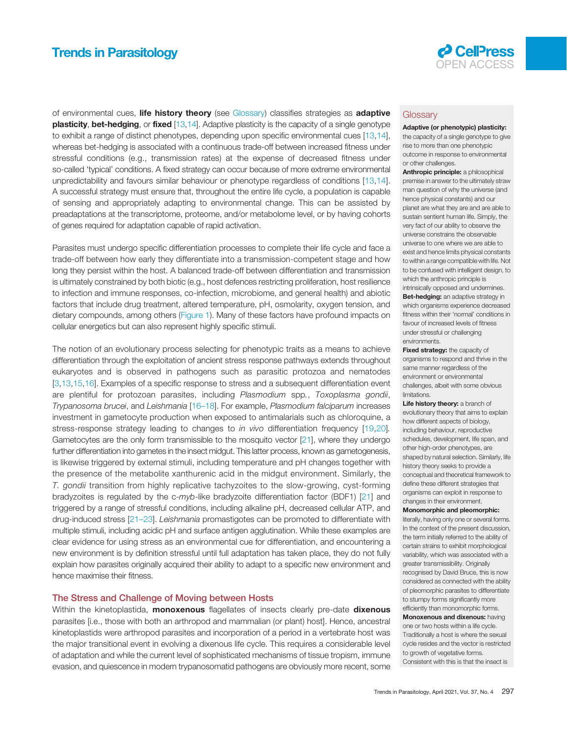of environmental cues, **life history theory** (see Glossary) classifies strategies as **adaptive plasticity**, **bet-hedging**, or **fixed** [13,14]. Adaptive plasticity is the capacity of a single genotype to exhibit a range of distinct phenotypes, depending upon specific environmental cues [13,14], whereas bet-hedging is associated with a continuous trade-off between increased fitness under stressful conditions (e.g., transmission rates) at the expense of decreased fitness under so-called 'typical' conditions. A fixed strategy can occur because of more extreme environmental unpredictability and favours similar behaviour or phenotype regardless of conditions [13,14]. A successful strategy must ensure that, throughout the entire life cycle, a population is capable of sensing and appropriately adapting to environmental change. This can be assisted by preadaptations at the transcriptome, proteome, and/or metabolome level, or by having cohorts of genes required for adaptation capable of rapid activation.

Parasites must undergo specific differentiation processes to complete their life cycle and face a trade-off between how early they differentiate into a transmission-competent stage and how long they persist within the host. A balanced trade-off between differentiation and transmission is ultimately constrained by both biotic (e.g., host defences restricting proliferation, host resilience to infection and immune responses, co-infection, microbiome, and general health) and abiotic factors that include drug treatment, altered temperature, pH, osmolarity, oxygen tension, and dietary compounds, among others (Figure 1). Many of these factors have profound impacts on cellular energetics but can also represent highly specific stimuli.

The notion of an evolutionary process selecting for phenotypic traits as a means to achieve differentiation through the exploitation of ancient stress response pathways extends throughout eukaryotes and is observed in pathogens such as parasitic protozoa and nematodes [3,13,15,16]. Examples of a specific response to stress and a subsequent differentiation event are plentiful for protozoan parasites, including *Plasmodium* spp., *Toxoplasma gondii*, *Trypanosoma brucei*, and *Leishmania* [16–18]. For example, *Plasmodium falciparum* increases investment in gametocyte production when exposed to antimalarials such as chloroquine, a stress-response strategy leading to changes to *in vivo* differentiation frequency [19,20]. Gametocytes are the only form transmissible to the mosquito vector [21], where they undergo further differentiation into gametes in the insect midgut. This latter process, known as gametogenesis, is likewise triggered by external stimuli, including temperature and pH changes together with the presence of the metabolite xanthurenic acid in the midgut environment. Similarly, the *T. gondii* transition from highly replicative tachyzoites to the slow-growing, cyst-forming bradyzoites is regulated by the c-*myb*-like bradyzoite differentiation factor (BDF1) [21] and triggered by a range of stressful conditions, including alkaline pH, decreased cellular ATP, and drug-induced stress [21–23]. *Leishmania* promastigotes can be promoted to differentiate with multiple stimuli, including acidic pH and surface antigen agglutination. While these examples are clear evidence for using stress as an environmental cue for differentiation, and encountering a new environment is by definition stressful until full adaptation has taken place, they do not fully explain how parasites originally acquired their ability to adapt to a specific new environment and hence maximise their fitness.

## The Stress and Challenge of Moving between Hosts

Within the kinetoplastida, **monoxenous** flagellates of insects clearly pre-date **dixenous** parasites [i.e., those with both an arthropod and mammalian (or plant) host]. Hence, ancestral kinetoplastids were arthropod parasites and incorporation of a period in a vertebrate host was the major transitional event in evolving a dixenous life cycle. This requires a considerable level of adaptation and while the current level of sophisticated mechanisms of tissue tropism, immune evasion, and quiescence in modern trypanosomatid pathogens are obviously more recent, some

## Glossary

**Adaptive (or phenotypic) plasticity:** the capacity of a single genotype to give rise to more than one phenotypic outcome in response to environmental or other challenges.

**Anthropic principle:** a philosophical premise in answer to the ultimately straw man question of why the universe (and hence physical constants) and our planet are what they are and are able to sustain sentient human life. Simply, the very fact of our ability to observe the universe constrains the observable universe to one where we are able to exist and hence limits physical constants to within a range compatible with life. Not to be confused with intelligent design, to which the anthropic principle is intrinsically opposed and undermines.

**Bet-hedging:** an adaptive strategy in which organisms experience decreased fitness within their 'normal' conditions in favour of increased levels of fitness under stressful or challenging environments.

**Fixed strategy:** the capacity of organisms to respond and thrive in the same manner regardless of the environment or environmental challenges, albeit with some obvious limitations.

**Life history theory:** a branch of evolutionary theory that aims to explain how different aspects of biology, including behaviour, reproductive schedules, development, life span, and other high-order phenotypes, are shaped by natural selection. Similarly, life history theory seeks to provide a conceptual and theoretical framework to define these different strategies that organisms can exploit in response to changes in their environment.

**Monomorphic and pleomorphic:** literally, having only one or several forms. In the context of the present discussion, the term initially referred to the ability of certain strains to exhibit morphological variability, which was associated with a greater transmissibility. Originally recognised by David Bruce, this is now considered as connected with the ability of pleomorphic parasites to differentiate to stumpy forms significantly more efficiently than monomorphic forms.

**Monoxenous and dixenous:** having one or two hosts within a life cycle. Traditionally a host is where the sexual cycle resides and the vector is restricted to growth of vegetative forms. Consistent with this is that the insect is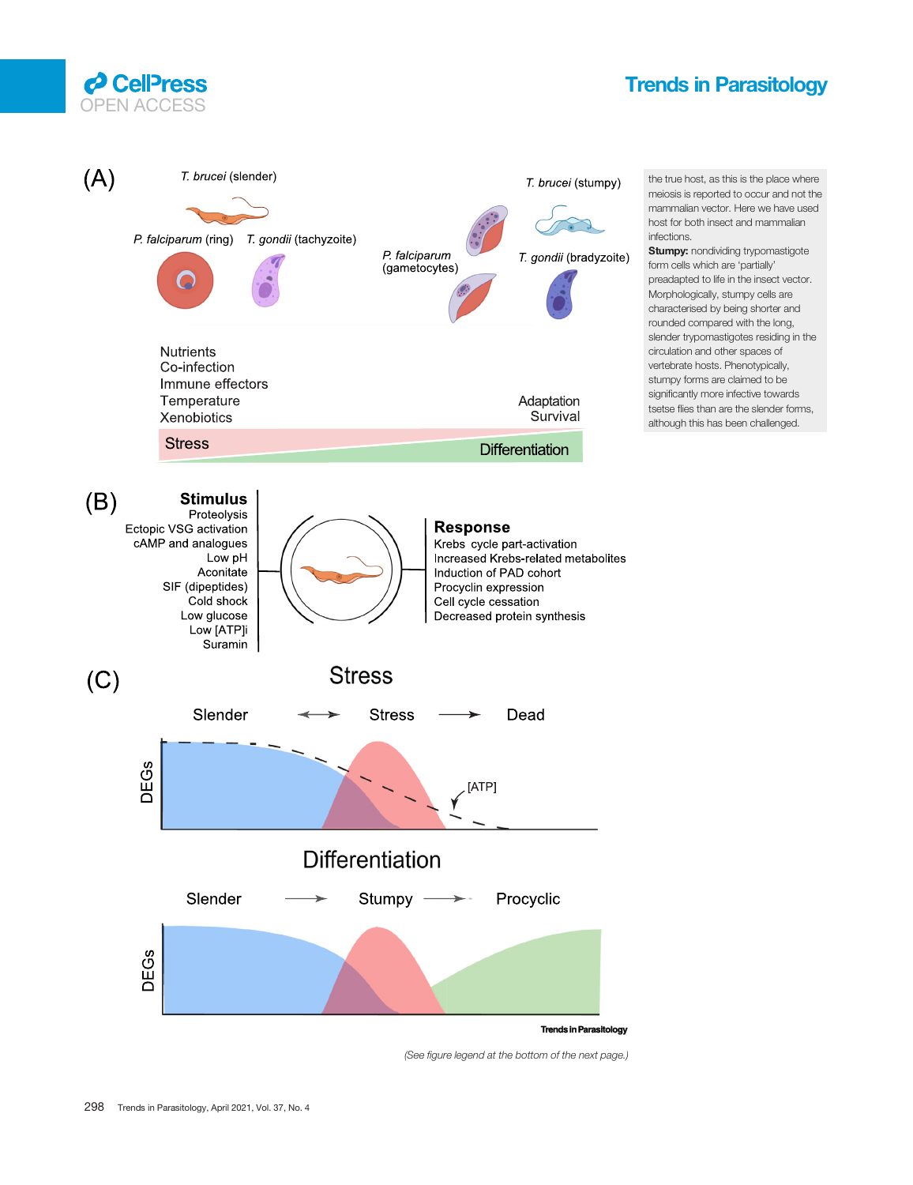(A)

*T. brucei* (slender)

*P. falciparum* (ring) *T. gondii* (tachyzoite)

*P. falciparum* (gametocytes)

*T. brucei* (stumpy)

*T. gondii* (bradyzoite)

Nutrients
Co-infection
Immune effectors
Temperature
Xenobiotics

Adaptation
Survival

Stress

Differentiation

(B)

**Stimulus**
Proteolysis
Ectopic VSG activation
cAMP and analogues
Low pH
Aconitate
SIF (dipeptides)
Cold shock
Low glucose
Low [ATP]i
Suramin

**Response**
Krebs cycle part-activation
Increased Krebs-related metabolites
Induction of PAD cohort
Procyclin expression
Cell cycle cessation
Decreased protein synthesis

(C)

Stress

Slender ↔ Stress → Dead

DEGs

[ATP]

Differentiation

Slender → Stumpy → Procyclic

DEGs

(See figure legend at the bottom of the next page.)

the true host, as this is the place where meiosis is reported to occur and not the mammalian vector. Here we have used host for both insect and mammalian infections.

**Stumpy:** nondividing trypomastigote form cells which are 'partially' preadapted to life in the insect vector. Morphologically, stumpy cells are characterised by being shorter and rounded compared with the long, slender trypomastigotes residing in the circulation and other spaces of vertebrate hosts. Phenotypically, stumpy forms are claimed to be significantly more infective towards tsetse flies than are the slender forms, although this has been challenged.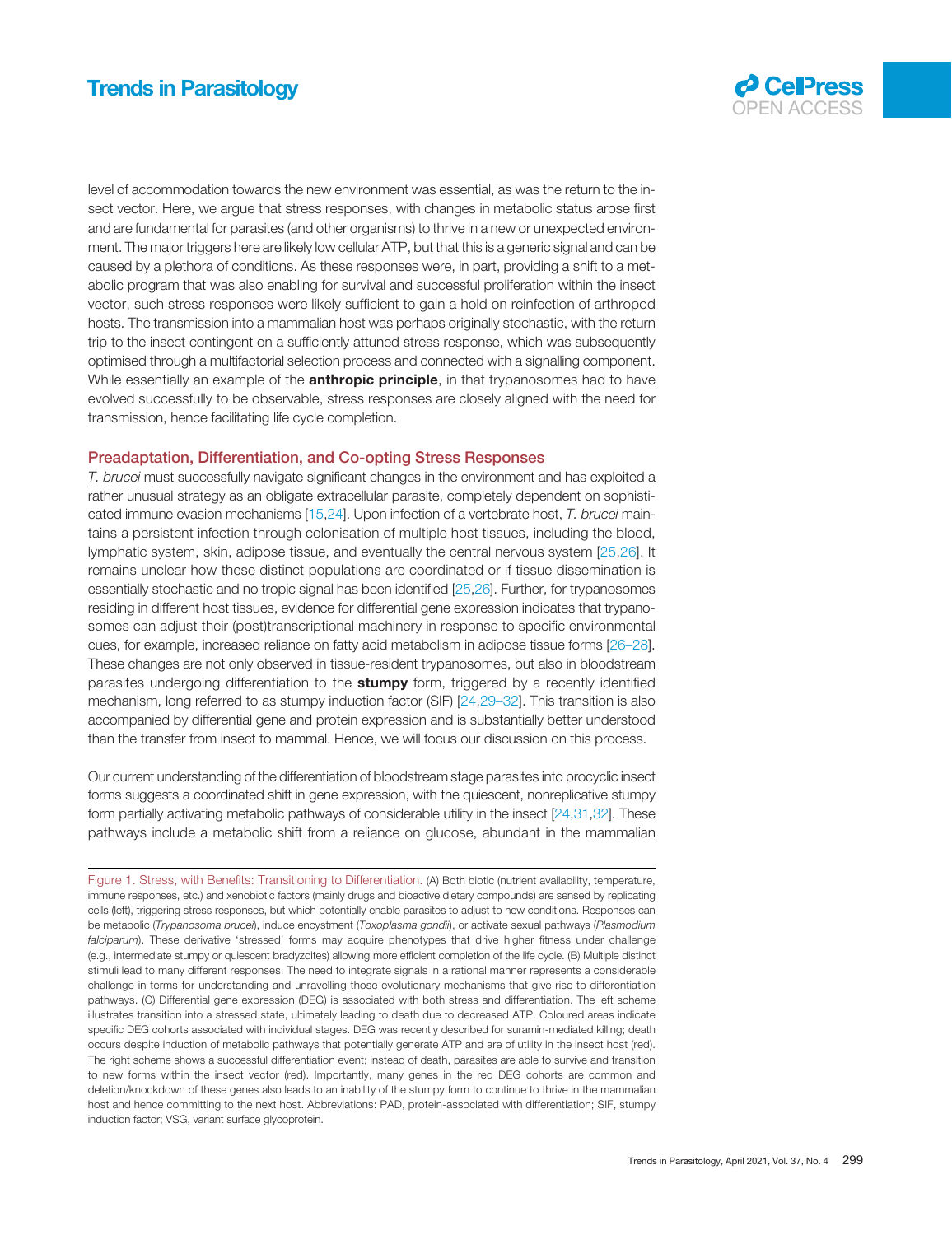level of accommodation towards the new environment was essential, as was the return to the insect vector. Here, we argue that stress responses, with changes in metabolic status arose first and are fundamental for parasites (and other organisms) to thrive in a new or unexpected environment. The major triggers here are likely low cellular ATP, but that this is a generic signal and can be caused by a plethora of conditions. As these responses were, in part, providing a shift to a metabolic program that was also enabling for survival and successful proliferation within the insect vector, such stress responses were likely sufficient to gain a hold on reinfection of arthropod hosts. The transmission into a mammalian host was perhaps originally stochastic, with the return trip to the insect contingent on a sufficiently attuned stress response, which was subsequently optimised through a multifactorial selection process and connected with a signalling component. While essentially an example of the **anthropic principle**, in that trypanosomes had to have evolved successfully to be observable, stress responses are closely aligned with the need for transmission, hence facilitating life cycle completion.

## Preadaptation, Differentiation, and Co-opting Stress Responses

*T. brucei* must successfully navigate significant changes in the environment and has exploited a rather unusual strategy as an obligate extracellular parasite, completely dependent on sophisticated immune evasion mechanisms [15,24]. Upon infection of a vertebrate host, *T. brucei* maintains a persistent infection through colonisation of multiple host tissues, including the blood, lymphatic system, skin, adipose tissue, and eventually the central nervous system [25,26]. It remains unclear how these distinct populations are coordinated or if tissue dissemination is essentially stochastic and no tropic signal has been identified [25,26]. Further, for trypanosomes residing in different host tissues, evidence for differential gene expression indicates that trypanosomes can adjust their (post)transcriptional machinery in response to specific environmental cues, for example, increased reliance on fatty acid metabolism in adipose tissue forms [26–28]. These changes are not only observed in tissue-resident trypanosomes, but also in bloodstream parasites undergoing differentiation to the **stumpy** form, triggered by a recently identified mechanism, long referred to as stumpy induction factor (SIF) [24,29–32]. This transition is also accompanied by differential gene and protein expression and is substantially better understood than the transfer from insect to mammal. Hence, we will focus our discussion on this process.

Our current understanding of the differentiation of bloodstream stage parasites into procyclic insect forms suggests a coordinated shift in gene expression, with the quiescent, nonreplicative stumpy form partially activating metabolic pathways of considerable utility in the insect [24,31,32]. These pathways include a metabolic shift from a reliance on glucose, abundant in the mammalian

Figure 1. Stress, with Benefits: Transitioning to Differentiation. (A) Both biotic (nutrient availability, temperature, immune responses, etc.) and xenobiotic factors (mainly drugs and bioactive dietary compounds) are sensed by replicating cells (left), triggering stress responses, but which potentially enable parasites to adjust to new conditions. Responses can be metabolic (*Trypanosoma brucei*), induce encystment (*Toxoplasma gondii*), or activate sexual pathways (*Plasmodium falciparum*). These derivative 'stressed' forms may acquire phenotypes that drive higher fitness under challenge (e.g., intermediate stumpy or quiescent bradyzoites) allowing more efficient completion of the life cycle. (B) Multiple distinct stimuli lead to many different responses. The need to integrate signals in a rational manner represents a considerable challenge in terms for understanding and unravelling those evolutionary mechanisms that give rise to differentiation pathways. (C) Differential gene expression (DEG) is associated with both stress and differentiation. The left scheme illustrates transition into a stressed state, ultimately leading to death due to decreased ATP. Coloured areas indicate specific DEG cohorts associated with individual stages. DEG was recently described for suramin-mediated killing; death occurs despite induction of metabolic pathways that potentially generate ATP and are of utility in the insect host (red). The right scheme shows a successful differentiation event; instead of death, parasites are able to survive and transition to new forms within the insect vector (red). Importantly, many genes in the red DEG cohorts are common and deletion/knockdown of these genes also leads to an inability of the stumpy form to continue to thrive in the mammalian host and hence committing to the next host. Abbreviations: PAD, protein-associated with differentiation; SIF, stumpy induction factor; VSG, variant surface glycoprotein.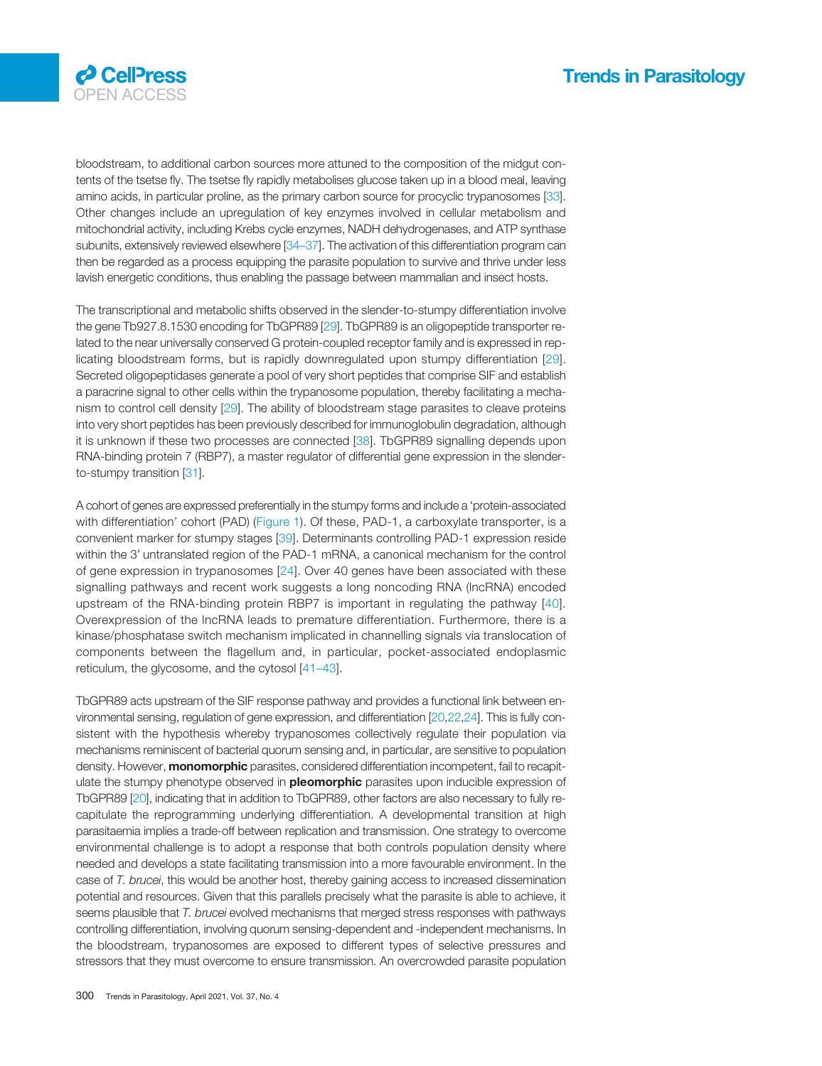bloodstream, to additional carbon sources more attuned to the composition of the midgut contents of the tsetse fly. The tsetse fly rapidly metabolises glucose taken up in a blood meal, leaving amino acids, in particular proline, as the primary carbon source for procyclic trypanosomes [33]. Other changes include an upregulation of key enzymes involved in cellular metabolism and mitochondrial activity, including Krebs cycle enzymes, NADH dehydrogenases, and ATP synthase subunits, extensively reviewed elsewhere [34–37]. The activation of this differentiation program can then be regarded as a process equipping the parasite population to survive and thrive under less lavish energetic conditions, thus enabling the passage between mammalian and insect hosts.

The transcriptional and metabolic shifts observed in the slender-to-stumpy differentiation involve the gene Tb927.8.1530 encoding for TbGPR89 [29]. TbGPR89 is an oligopeptide transporter related to the near universally conserved G protein-coupled receptor family and is expressed in replicating bloodstream forms, but is rapidly downregulated upon stumpy differentiation [29]. Secreted oligopeptidases generate a pool of very short peptides that comprise SIF and establish a paracrine signal to other cells within the trypanosome population, thereby facilitating a mechanism to control cell density [29]. The ability of bloodstream stage parasites to cleave proteins into very short peptides has been previously described for immunoglobulin degradation, although it is unknown if these two processes are connected [38]. TbGPR89 signalling depends upon RNA-binding protein 7 (RBP7), a master regulator of differential gene expression in the slender-to-stumpy transition [31].

A cohort of genes are expressed preferentially in the stumpy forms and include a 'protein-associated with differentiation' cohort (PAD) (Figure 1). Of these, PAD-1, a carboxylate transporter, is a convenient marker for stumpy stages [39]. Determinants controlling PAD-1 expression reside within the 3′ untranslated region of the PAD-1 mRNA, a canonical mechanism for the control of gene expression in trypanosomes [24]. Over 40 genes have been associated with these signalling pathways and recent work suggests a long noncoding RNA (lncRNA) encoded upstream of the RNA-binding protein RBP7 is important in regulating the pathway [40]. Overexpression of the lncRNA leads to premature differentiation. Furthermore, there is a kinase/phosphatase switch mechanism implicated in channelling signals via translocation of components between the flagellum and, in particular, pocket-associated endoplasmic reticulum, the glycosome, and the cytosol [41–43].

TbGPR89 acts upstream of the SIF response pathway and provides a functional link between environmental sensing, regulation of gene expression, and differentiation [20,22,24]. This is fully consistent with the hypothesis whereby trypanosomes collectively regulate their population via mechanisms reminiscent of bacterial quorum sensing and, in particular, are sensitive to population density. However, **monomorphic** parasites, considered differentiation incompetent, fail to recapitulate the stumpy phenotype observed in **pleomorphic** parasites upon inducible expression of TbGPR89 [20], indicating that in addition to TbGPR89, other factors are also necessary to fully recapitulate the reprogramming underlying differentiation. A developmental transition at high parasitaemia implies a trade-off between replication and transmission. One strategy to overcome environmental challenge is to adopt a response that both controls population density where needed and develops a state facilitating transmission into a more favourable environment. In the case of *T. brucei*, this would be another host, thereby gaining access to increased dissemination potential and resources. Given that this parallels precisely what the parasite is able to achieve, it seems plausible that *T. brucei* evolved mechanisms that merged stress responses with pathways controlling differentiation, involving quorum sensing-dependent and -independent mechanisms. In the bloodstream, trypanosomes are exposed to different types of selective pressures and stressors that they must overcome to ensure transmission. An overcrowded parasite population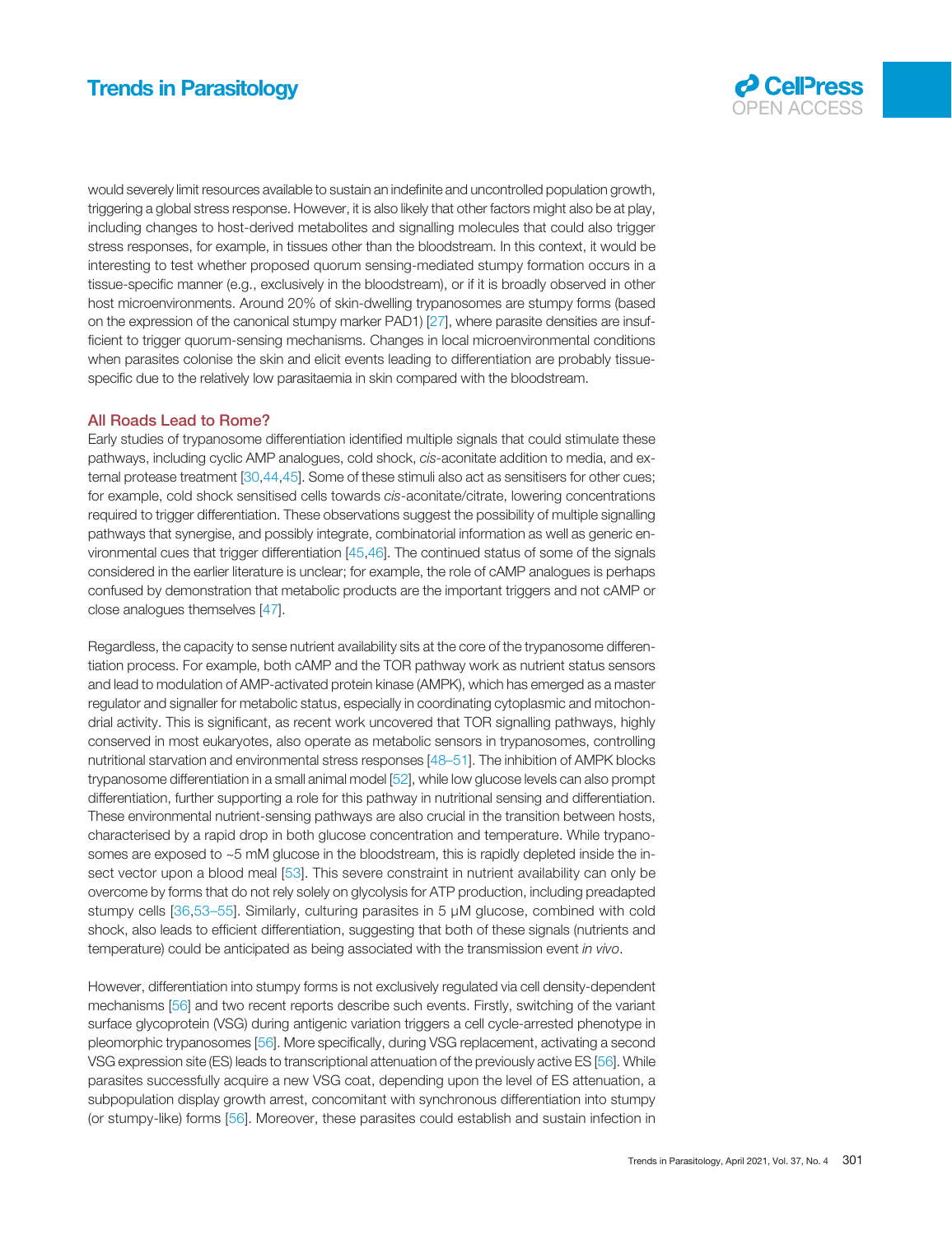would severely limit resources available to sustain an indefinite and uncontrolled population growth, triggering a global stress response. However, it is also likely that other factors might also be at play, including changes to host-derived metabolites and signalling molecules that could also trigger stress responses, for example, in tissues other than the bloodstream. In this context, it would be interesting to test whether proposed quorum sensing-mediated stumpy formation occurs in a tissue-specific manner (e.g., exclusively in the bloodstream), or if it is broadly observed in other host microenvironments. Around 20% of skin-dwelling trypanosomes are stumpy forms (based on the expression of the canonical stumpy marker PAD1) [27], where parasite densities are insufficient to trigger quorum-sensing mechanisms. Changes in local microenvironmental conditions when parasites colonise the skin and elicit events leading to differentiation are probably tissue-specific due to the relatively low parasitaemia in skin compared with the bloodstream.

## All Roads Lead to Rome?

Early studies of trypanosome differentiation identified multiple signals that could stimulate these pathways, including cyclic AMP analogues, cold shock, *cis*-aconitate addition to media, and external protease treatment [30,44,45]. Some of these stimuli also act as sensitisers for other cues; for example, cold shock sensitised cells towards *cis*-aconitate/citrate, lowering concentrations required to trigger differentiation. These observations suggest the possibility of multiple signalling pathways that synergise, and possibly integrate, combinatorial information as well as generic environmental cues that trigger differentiation [45,46]. The continued status of some of the signals considered in the earlier literature is unclear; for example, the role of cAMP analogues is perhaps confused by demonstration that metabolic products are the important triggers and not cAMP or close analogues themselves [47].

Regardless, the capacity to sense nutrient availability sits at the core of the trypanosome differentiation process. For example, both cAMP and the TOR pathway work as nutrient status sensors and lead to modulation of AMP-activated protein kinase (AMPK), which has emerged as a master regulator and signaller for metabolic status, especially in coordinating cytoplasmic and mitochondrial activity. This is significant, as recent work uncovered that TOR signalling pathways, highly conserved in most eukaryotes, also operate as metabolic sensors in trypanosomes, controlling nutritional starvation and environmental stress responses [48–51]. The inhibition of AMPK blocks trypanosome differentiation in a small animal model [52], while low glucose levels can also prompt differentiation, further supporting a role for this pathway in nutritional sensing and differentiation. These environmental nutrient-sensing pathways are also crucial in the transition between hosts, characterised by a rapid drop in both glucose concentration and temperature. While trypanosomes are exposed to ~5 mM glucose in the bloodstream, this is rapidly depleted inside the insect vector upon a blood meal [53]. This severe constraint in nutrient availability can only be overcome by forms that do not rely solely on glycolysis for ATP production, including preadapted stumpy cells [36,53–55]. Similarly, culturing parasites in 5 μM glucose, combined with cold shock, also leads to efficient differentiation, suggesting that both of these signals (nutrients and temperature) could be anticipated as being associated with the transmission event *in vivo*.

However, differentiation into stumpy forms is not exclusively regulated via cell density-dependent mechanisms [56] and two recent reports describe such events. Firstly, switching of the variant surface glycoprotein (VSG) during antigenic variation triggers a cell cycle-arrested phenotype in pleomorphic trypanosomes [56]. More specifically, during VSG replacement, activating a second VSG expression site (ES) leads to transcriptional attenuation of the previously active ES [56]. While parasites successfully acquire a new VSG coat, depending upon the level of ES attenuation, a subpopulation display growth arrest, concomitant with synchronous differentiation into stumpy (or stumpy-like) forms [56]. Moreover, these parasites could establish and sustain infection in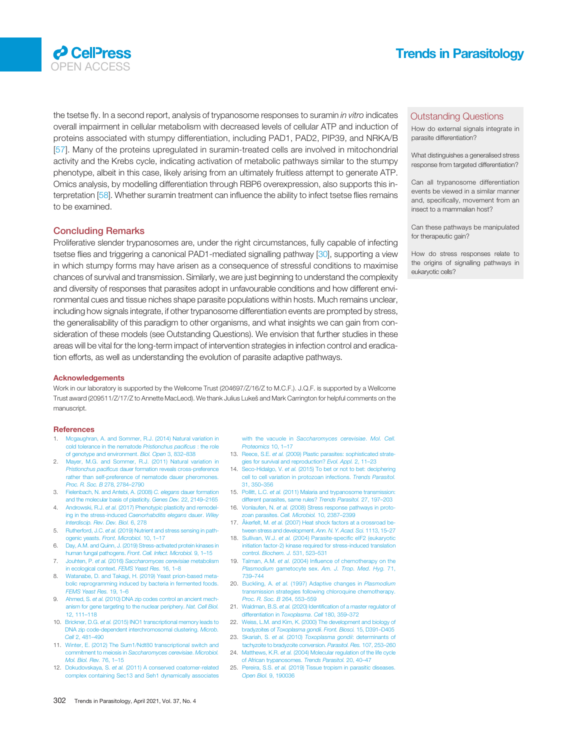the tsetse fly. In a second report, analysis of trypanosome responses to suramin *in vitro* indicates overall impairment in cellular metabolism with decreased levels of cellular ATP and induction of proteins associated with stumpy differentiation, including PAD1, PAD2, PIP39, and NRKA/B [57]. Many of the proteins upregulated in suramin-treated cells are involved in mitochondrial activity and the Krebs cycle, indicating activation of metabolic pathways similar to the stumpy phenotype, albeit in this case, likely arising from an ultimately fruitless attempt to generate ATP. Omics analysis, by modelling differentiation through RBP6 overexpression, also supports this interpretation [58]. Whether suramin treatment can influence the ability to infect tsetse flies remains to be examined.

## Concluding Remarks

Proliferative slender trypanosomes are, under the right circumstances, fully capable of infecting tsetse flies and triggering a canonical PAD1-mediated signalling pathway [30], supporting a view in which stumpy forms may have arisen as a consequence of stressful conditions to maximise chances of survival and transmission. Similarly, we are just beginning to understand the complexity and diversity of responses that parasites adopt in unfavourable conditions and how different environmental cues and tissue niches shape parasite populations within hosts. Much remains unclear, including how signals integrate, if other trypanosome differentiation events are prompted by stress, the generalisability of this paradigm to other organisms, and what insights we can gain from consideration of these models (see Outstanding Questions). We envision that further studies in these areas will be vital for the long-term impact of intervention strategies in infection control and eradication efforts, as well as understanding the evolution of parasite adaptive pathways.

## Outstanding Questions

How do external signals integrate in parasite differentiation?

What distinguishes a generalised stress response from targeted differentiation?

Can all trypanosome differentiation events be viewed in a similar manner and, specifically, movement from an insect to a mammalian host?

Can these pathways be manipulated for therapeutic gain?

How do stress responses relate to the origins of signalling pathways in eukaryotic cells?

### Acknowledgements

Work in our laboratory is supported by the Wellcome Trust (204697/Z/16/Z to M.C.F.). J.Q.F. is supported by a Wellcome Trust award (209511/Z/17/Z to Annette MacLeod). We thank Julius Lukeš and Mark Carrington for helpful comments on the manuscript.

### References

1. Mcgaughran, A. and Sommer, R.J. (2014) Natural variation in cold tolerance in the nematode *Pristionchus pacificus* : the role of genotype and environment. *Biol. Open* 3, 832–838
2. Mayer, M.G. and Sommer, R.J. (2011) Natural variation in *Pristionchus pacificus* dauer formation reveals cross-preference rather than self-preference of nematode dauer pheromones. *Proc. R. Soc. B* 278, 2784–2790
3. Fielenbach, N. and Antebi, A. (2008) *C. elegans* dauer formation and the molecular basis of plasticity. *Genes Dev.* 22, 2149–2165
4. Androwski, R.J. *et al.* (2017) Phenotypic plasticity and remodeling in the stress-induced *Caenorhabditis elegans* dauer. *Wiley Interdiscip. Rev. Dev. Biol.* 6, 278
5. Rutherford, J.C. *et al.* (2019) Nutrient and stress sensing in pathogenic yeasts. *Front. Microbiol.* 10, 1–17
6. Day, A.M. and Quinn, J. (2019) Stress-activated protein kinases in human fungal pathogens. *Front. Cell. Infect. Microbiol.* 9, 1–15
7. Jouhten, P. *et al.* (2016) *Saccharomyces cerevisiae* metabolism in ecological context. *FEMS Yeast Res.* 16, 1–8
8. Watanabe, D. and Takagi, H. (2019) Yeast prion-based metabolic reprogramming induced by bacteria in fermented foods. *FEMS Yeast Res.* 19, 1–6
9. Ahmed, S. *et al.* (2010) DNA zip codes control an ancient mechanism for gene targeting to the nuclear periphery. *Nat. Cell Biol.* 12, 111–118
10. Brickner, D.G. *et al.* (2015) INO1 transcriptional memory leads to DNA zip code-dependent interchromosomal clustering. *Microb. Cell* 2, 481–490
11. Winter, E. (2012) The Sum1/Ndt80 transcriptional switch and commitment to meiosis in *Saccharomyces cerevisiae*. *Microbiol. Mol. Biol. Rev.* 76, 1–15
12. Dokudovskaya, S. *et al.* (2011) A conserved coatomer-related complex containing Sec13 and Seh1 dynamically associates with the vacuole in *Saccharomyces cerevisiae*. *Mol. Cell. Proteomics* 10, 1–17
13. Reece, S.E. *et al.* (2009) Plastic parasites: sophisticated strategies for survival and reproduction? *Evol. Appl.* 2, 11–23
14. Seco-Hidalgo, V. *et al.* (2015) To bet or not to bet: deciphering cell to cell variation in protozoan infections. *Trends Parasitol.* 31, 350–356
15. Pollitt, L.C. *et al.* (2011) Malaria and trypanosome transmission: different parasites, same rules? *Trends Parasitol.* 27, 197–203
16. Vonlaufen, N. *et al.* (2008) Stress response pathways in protozoan parasites. *Cell. Microbiol.* 10, 2387–2399
17. Åkerfelt, M. *et al.* (2007) Heat shock factors at a crossroad between stress and development. *Ann. N. Y. Acad. Sci.* 1113, 15–27
18. Sullivan, W.J. *et al.* (2004) Parasite-specific eIF2 (eukaryotic initiation factor-2) kinase required for stress-induced translation control. *Biochem. J.* 531, 523–531
19. Talman, A.M. *et al.* (2004) Influence of chemotherapy on the *Plasmodium* gametocyte sex. *Am. J. Trop. Med. Hyg.* 71, 739–744
20. Buckling, A. *et al.* (1997) Adaptive changes in *Plasmodium* transmission strategies following chloroquine chemotherapy. *Proc. R. Soc. B* 264, 553–559
21. Waldman, B.S. *et al.* (2020) Identification of a master regulator of differentiation in *Toxoplasma*. *Cell* 180, 359–372
22. Weiss, L.M. and Kim, K. (2000) The development and biology of bradyzoites of *Toxoplasma gondii*. *Front. Biosci.* 15, D391–D405
23. Skariah, S. *et al.* (2010) *Toxoplasma gondii*: determinants of tachyzoite to bradyzoite conversion. *Parasitol. Res.* 107, 253–260
24. Matthews, K.R. *et al.* (2004) Molecular regulation of the life cycle of African trypanosomes. *Trends Parasitol.* 20, 40–47
25. Pereira, S.S. *et al.* (2019) Tissue tropism in parasitic diseases. *Open Biol.* 9, 190036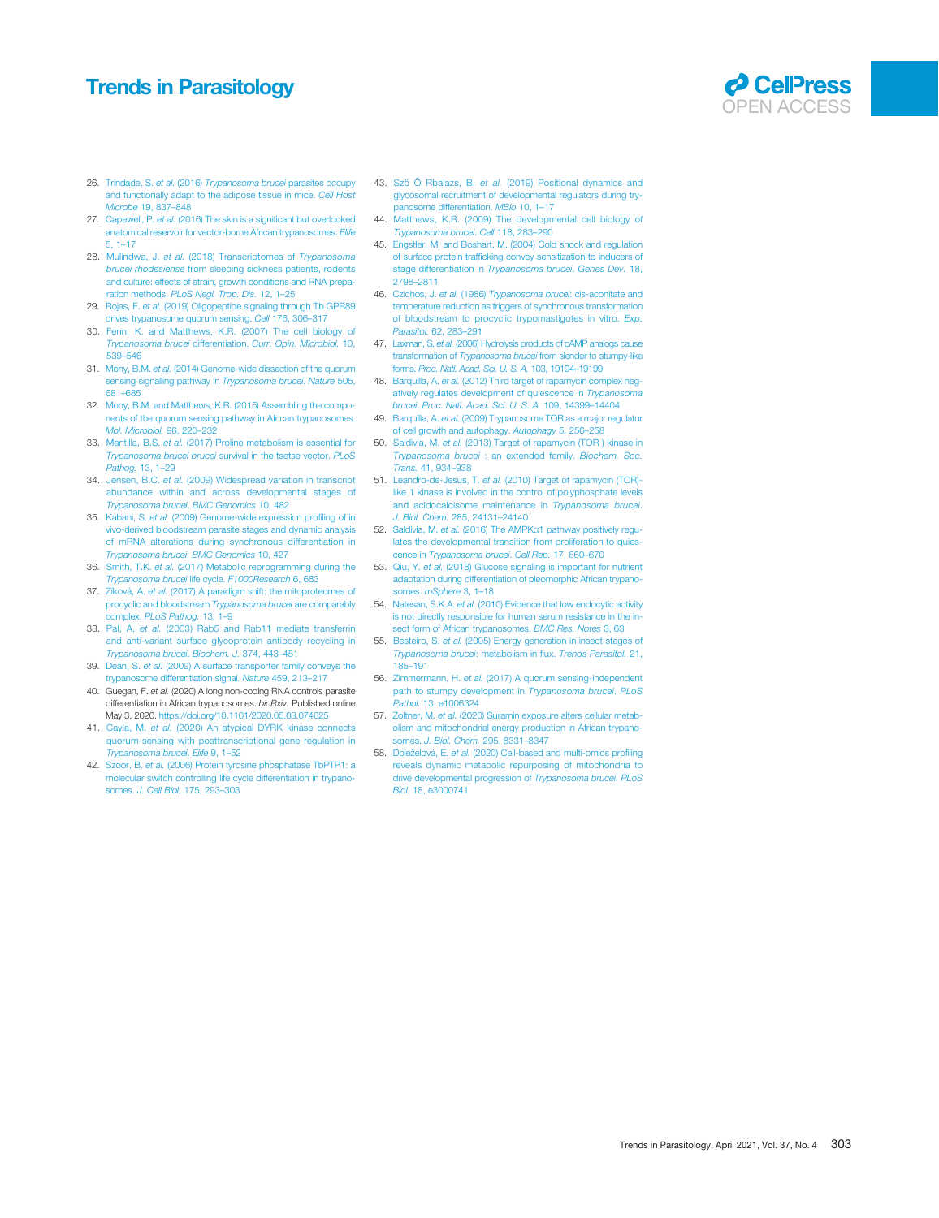26. Trindade, S. *et al.* (2016) *Trypanosoma brucei* parasites occupy and functionally adapt to the adipose tissue in mice. *Cell Host Microbe* 19, 837–848
27. Capewell, P. *et al.* (2016) The skin is a significant but overlooked anatomical reservoir for vector-borne African trypanosomes. *Elife* 5, 1–17
28. Mulindwa, J. *et al.* (2018) Transcriptomes of *Trypanosoma brucei rhodesiense* from sleeping sickness patients, rodents and culture: effects of strain, growth conditions and RNA preparation methods. *PLoS Negl. Trop. Dis.* 12, 1–25
29. Rojas, F. *et al.* (2019) Oligopeptide signaling through Tb GPR89 drives trypanosome quorum sensing. *Cell* 176, 306–317
30. Fenn, K. and Matthews, K.R. (2007) The cell biology of *Trypanosoma brucei* differentiation. *Curr. Opin. Microbiol.* 10, 539–546
31. Mony, B.M. *et al.* (2014) Genome-wide dissection of the quorum sensing signalling pathway in *Trypanosoma brucei*. *Nature* 505, 681–685
32. Mony, B.M. and Matthews, K.R. (2015) Assembling the components of the quorum sensing pathway in African trypanosomes. *Mol. Microbiol.* 96, 220–232
33. Mantilla, B.S. *et al.* (2017) Proline metabolism is essential for *Trypanosoma brucei brucei* survival in the tsetse vector. *PLoS Pathog.* 13, 1–29
34. Jensen, B.C. *et al.* (2009) Widespread variation in transcript abundance within and across developmental stages of *Trypanosoma brucei*. *BMC Genomics* 10, 482
35. Kabani, S. *et al.* (2009) Genome-wide expression profiling of in vivo-derived bloodstream parasite stages and dynamic analysis of mRNA alterations during synchronous differentiation in *Trypanosoma brucei*. *BMC Genomics* 10, 427
36. Smith, T.K. *et al.* (2017) Metabolic reprogramming during the *Trypanosoma brucei* life cycle. *F1000Research* 6, 683
37. Zíková, A. *et al.* (2017) A paradigm shift: the mitoproteomes of procyclic and bloodstream *Trypanosoma brucei* are comparably complex. *PLoS Pathog.* 13, 1–9
38. Pal, A. *et al.* (2003) Rab5 and Rab11 mediate transferrin and anti-variant surface glycoprotein antibody recycling in *Trypanosoma brucei*. *Biochem. J.* 374, 443–451
39. Dean, S. *et al.* (2009) A surface transporter family conveys the trypanosome differentiation signal. *Nature* 459, 213–217
40. Guegan, F. *et al.* (2020) A long non-coding RNA controls parasite differentiation in African trypanosomes. *bioRxiv*. Published online May 3, 2020. https://doi.org/10.1101/2020.05.03.074625
41. Cayla, M. *et al.* (2020) An atypical DYRK kinase connects quorum-sensing with posttranscriptional gene regulation in *Trypanosoma brucei*. *Elife* 9, 1–52
42. Szöor, B. *et al.* (2006) Protein tyrosine phosphatase TbPTP1: a molecular switch controlling life cycle differentiation in trypanosomes. *J. Cell Biol.* 175, 293–303
43. Szö Ő Rbalazs, B. *et al.* (2019) Positional dynamics and glycosomal recruitment of developmental regulators during trypanosome differentiation. *MBio* 10, 1–17
44. Matthews, K.R. (2009) The developmental cell biology of *Trypanosoma brucei*. *Cell* 118, 283–290
45. Engstler, M. and Boshart, M. (2004) Cold shock and regulation of surface protein trafficking convey sensitization to inducers of stage differentiation in *Trypanosoma brucei*. *Genes Dev.* 18, 2798–2811
46. Czichos, J. *et al.* (1986) *Trypanosoma brucei*: cis-aconitate and temperature reduction as triggers of synchronous transformation of bloodstream to procyclic trypomastigotes in vitro. *Exp. Parasitol.* 62, 283–291
47. Laxman, S. *et al.* (2006) Hydrolysis products of cAMP analogs cause transformation of *Trypanosoma brucei* from slender to stumpy-like forms. *Proc. Natl. Acad. Sci. U. S. A.* 103, 19194–19199
48. Barquilla, A. *et al.* (2012) Third target of rapamycin complex negatively regulates development of quiescence in *Trypanosoma brucei*. *Proc. Natl. Acad. Sci. U. S. A.* 109, 14399–14404
49. Barquilla, A. *et al.* (2009) Trypanosome TOR as a major regulator of cell growth and autophagy. *Autophagy* 5, 256–258
50. Saldivia, M. *et al.* (2013) Target of rapamycin (TOR ) kinase in *Trypanosoma brucei* : an extended family. *Biochem. Soc. Trans.* 41, 934–938
51. Leandro-de-Jesus, T. *et al.* (2010) Target of rapamycin (TOR)-like 1 kinase is involved in the control of polyphosphate levels and acidocalcisome maintenance in *Trypanosoma brucei*. *J. Biol. Chem.* 285, 24131–24140
52. Saldivia, M. *et al.* (2016) The AMPKα1 pathway positively regulates the developmental transition from proliferation to quiescence in *Trypanosoma brucei*. *Cell Rep.* 17, 660–670
53. Qiu, Y. *et al.* (2018) Glucose signaling is important for nutrient adaptation during differentiation of pleomorphic African trypanosomes. *mSphere* 3, 1–18
54. Natesan, S.K.A. *et al.* (2010) Evidence that low endocytic activity is not directly responsible for human serum resistance in the insect form of African trypanosomes. *BMC Res. Notes* 3, 63
55. Besteiro, S. *et al.* (2005) Energy generation in insect stages of *Trypanosoma brucei*: metabolism in flux. *Trends Parasitol.* 21, 185–191
56. Zimmermann, H. *et al.* (2017) A quorum sensing-independent path to stumpy development in *Trypanosoma brucei*. *PLoS Pathol.* 13, e1006324
57. Zoltner, M. *et al.* (2020) Suramin exposure alters cellular metabolism and mitochondrial energy production in African trypanosomes. *J. Biol. Chem.* 295, 8331–8347
58. Doleželová, E. *et al.* (2020) Cell-based and multi-omics profiling reveals dynamic metabolic repurposing of mitochondria to drive developmental progression of *Trypanosoma brucei*. *PLoS Biol.* 18, e3000741